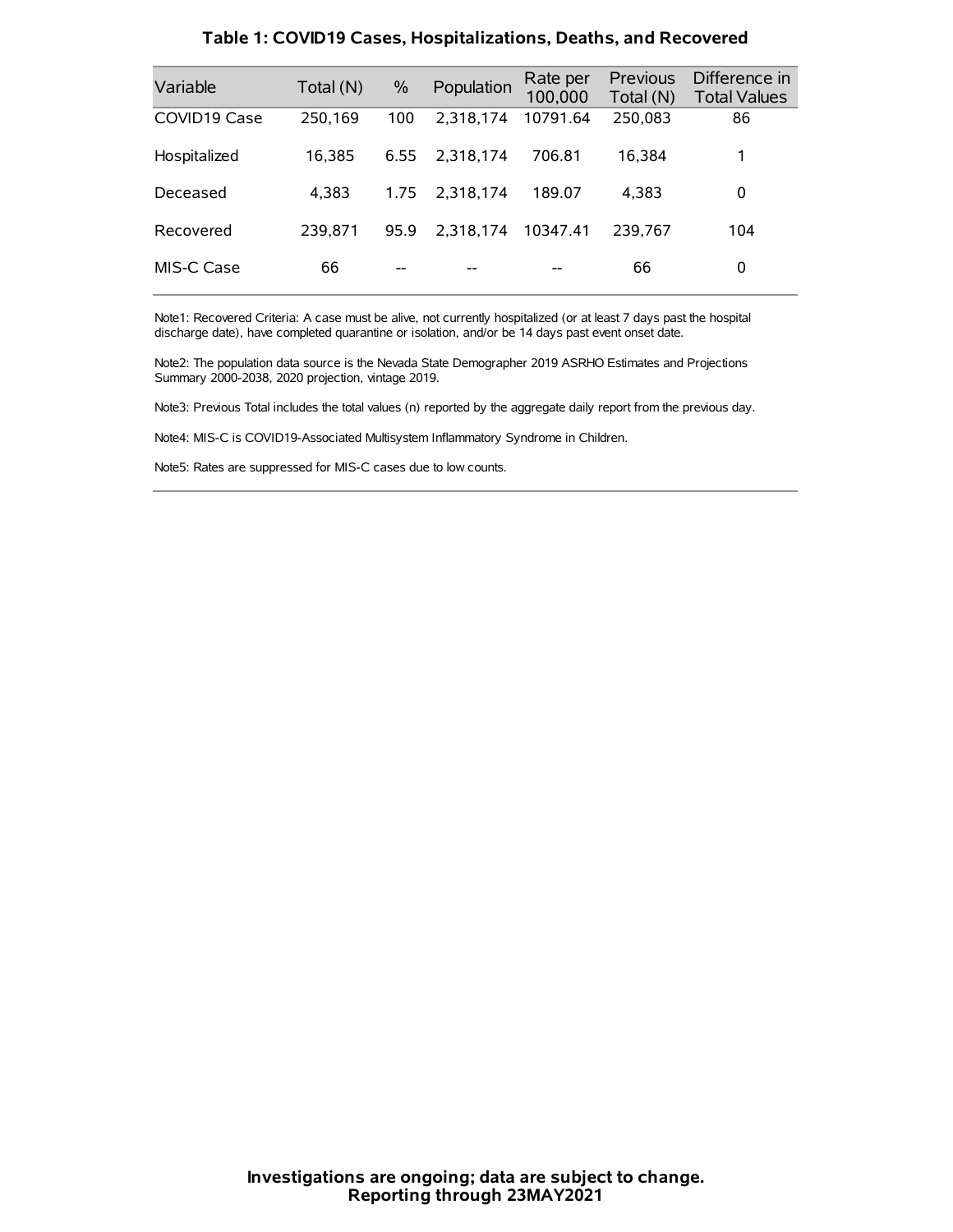### Table 1: COVID19 Cases, Hospitalizations, Deaths, and Recovered

| Variable | Total (N) | % | Population | Rate per 100,000 | Previous Total (N) | Difference in Total Values |
|---|---|---|---|---|---|---|
| COVID19 Case | 250,169 | 100 | 2,318,174 | 10791.64 | 250,083 | 86 |
| Hospitalized | 16,385 | 6.55 | 2,318,174 | 706.81 | 16,384 | 1 |
| Deceased | 4,383 | 1.75 | 2,318,174 | 189.07 | 4,383 | 0 |
| Recovered | 239,871 | 95.9 | 2,318,174 | 10347.41 | 239,767 | 104 |
| MIS-C Case | 66 | -- | -- | -- | 66 | 0 |

Note1: Recovered Criteria: A case must be alive, not currently hospitalized (or at least 7 days past the hospital discharge date), have completed quarantine or isolation, and/or be 14 days past event onset date.

Note2: The population data source is the Nevada State Demographer 2019 ASRHO Estimates and Projections Summary 2000-2038, 2020 projection, vintage 2019.

Note3: Previous Total includes the total values (n) reported by the aggregate daily report from the previous day.

Note4: MIS-C is COVID19-Associated Multisystem Inflammatory Syndrome in Children.

Note5: Rates are suppressed for MIS-C cases due to low counts.

**Investigations are ongoing; data are subject to change.**
**Reporting through 23MAY2021**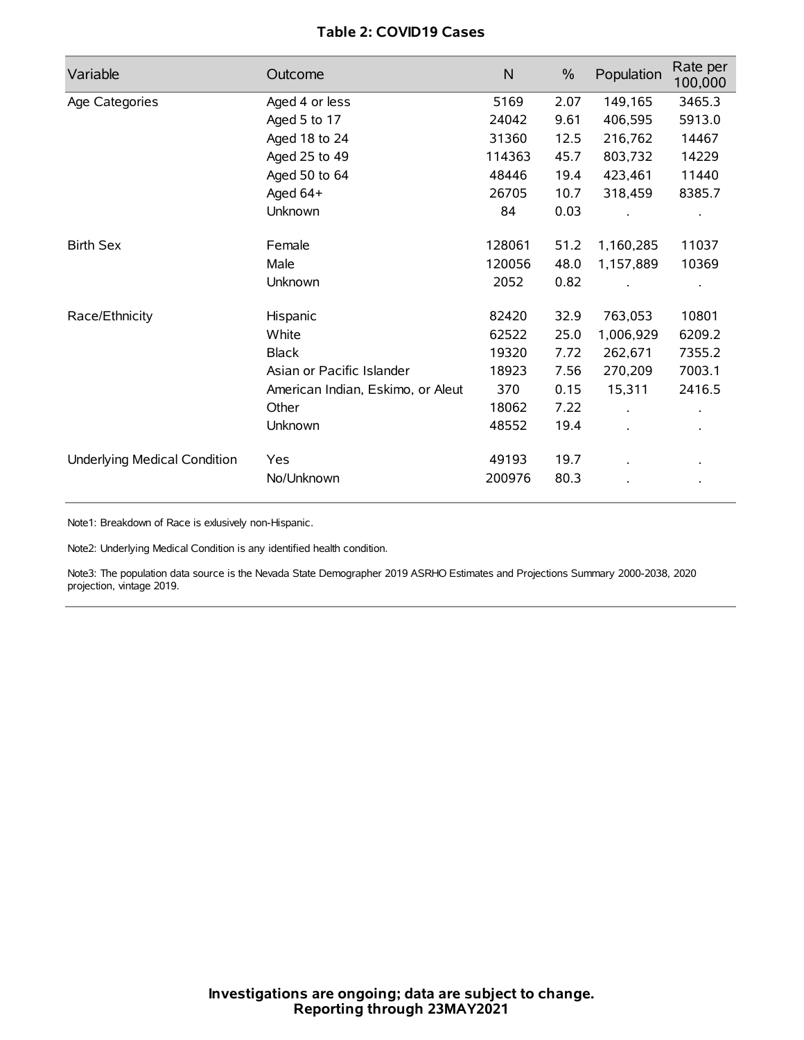**Table 2: COVID19 Cases**

| Variable | Outcome | N | % | Population | Rate per 100,000 |
|---|---|---|---|---|---|
| Age Categories | Aged 4 or less | 5169 | 2.07 | 149,165 | 3465.3 |
| | Aged 5 to 17 | 24042 | 9.61 | 406,595 | 5913.0 |
| | Aged 18 to 24 | 31360 | 12.5 | 216,762 | 14467 |
| | Aged 25 to 49 | 114363 | 45.7 | 803,732 | 14229 |
| | Aged 50 to 64 | 48446 | 19.4 | 423,461 | 11440 |
| | Aged 64+ | 26705 | 10.7 | 318,459 | 8385.7 |
| | Unknown | 84 | 0.03 | . | . |
| Birth Sex | Female | 128061 | 51.2 | 1,160,285 | 11037 |
| | Male | 120056 | 48.0 | 1,157,889 | 10369 |
| | Unknown | 2052 | 0.82 | . | . |
| Race/Ethnicity | Hispanic | 82420 | 32.9 | 763,053 | 10801 |
| | White | 62522 | 25.0 | 1,006,929 | 6209.2 |
| | Black | 19320 | 7.72 | 262,671 | 7355.2 |
| | Asian or Pacific Islander | 18923 | 7.56 | 270,209 | 7003.1 |
| | American Indian, Eskimo, or Aleut | 370 | 0.15 | 15,311 | 2416.5 |
| | Other | 18062 | 7.22 | . | . |
| | Unknown | 48552 | 19.4 | . | . |
| Underlying Medical Condition | Yes | 49193 | 19.7 | . | . |
| | No/Unknown | 200976 | 80.3 | . | . |

Note1: Breakdown of Race is exlusively non-Hispanic.

Note2: Underlying Medical Condition is any identified health condition.

Note3: The population data source is the Nevada State Demographer 2019 ASRHO Estimates and Projections Summary 2000-2038, 2020 projection, vintage 2019.

**Investigations are ongoing; data are subject to change.**
**Reporting through 23MAY2021**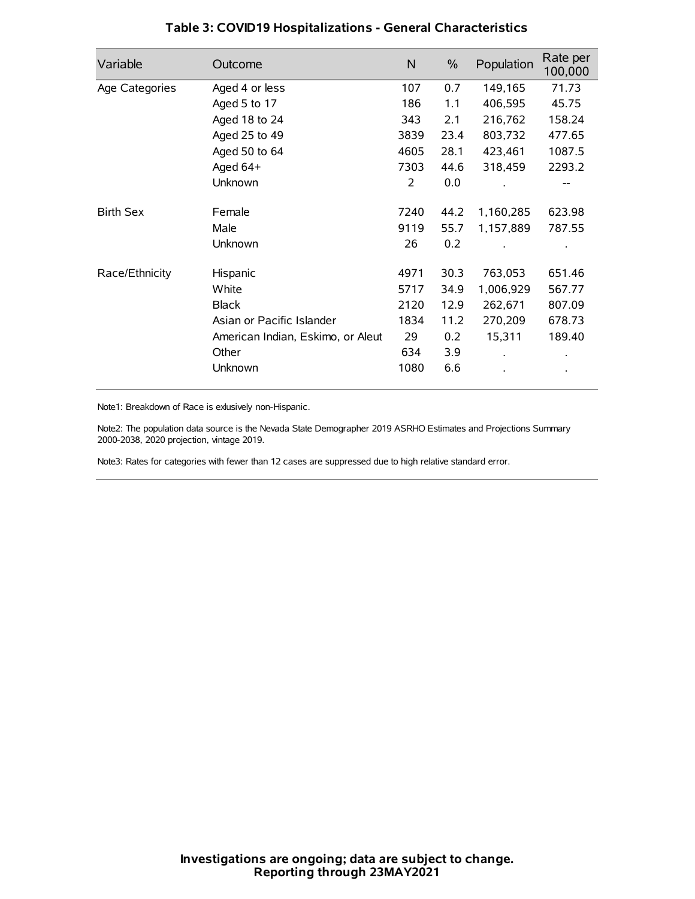### Table 3: COVID19 Hospitalizations - General Characteristics

| Variable | Outcome | N | % | Population | Rate per 100,000 |
|---|---|---|---|---|---|
| Age Categories | Aged 4 or less | 107 | 0.7 | 149,165 | 71.73 |
| | Aged 5 to 17 | 186 | 1.1 | 406,595 | 45.75 |
| | Aged 18 to 24 | 343 | 2.1 | 216,762 | 158.24 |
| | Aged 25 to 49 | 3839 | 23.4 | 803,732 | 477.65 |
| | Aged 50 to 64 | 4605 | 28.1 | 423,461 | 1087.5 |
| | Aged 64+ | 7303 | 44.6 | 318,459 | 2293.2 |
| | Unknown | 2 | 0.0 | . | -- |
| Birth Sex | Female | 7240 | 44.2 | 1,160,285 | 623.98 |
| | Male | 9119 | 55.7 | 1,157,889 | 787.55 |
| | Unknown | 26 | 0.2 | . | . |
| Race/Ethnicity | Hispanic | 4971 | 30.3 | 763,053 | 651.46 |
| | White | 5717 | 34.9 | 1,006,929 | 567.77 |
| | Black | 2120 | 12.9 | 262,671 | 807.09 |
| | Asian or Pacific Islander | 1834 | 11.2 | 270,209 | 678.73 |
| | American Indian, Eskimo, or Aleut | 29 | 0.2 | 15,311 | 189.40 |
| | Other | 634 | 3.9 | . | . |
| | Unknown | 1080 | 6.6 | . | . |

Note1: Breakdown of Race is exlusively non-Hispanic.

Note2: The population data source is the Nevada State Demographer 2019 ASRHO Estimates and Projections Summary 2000-2038, 2020 projection, vintage 2019.

Note3: Rates for categories with fewer than 12 cases are suppressed due to high relative standard error.

**Investigations are ongoing; data are subject to change.**
**Reporting through 23MAY2021**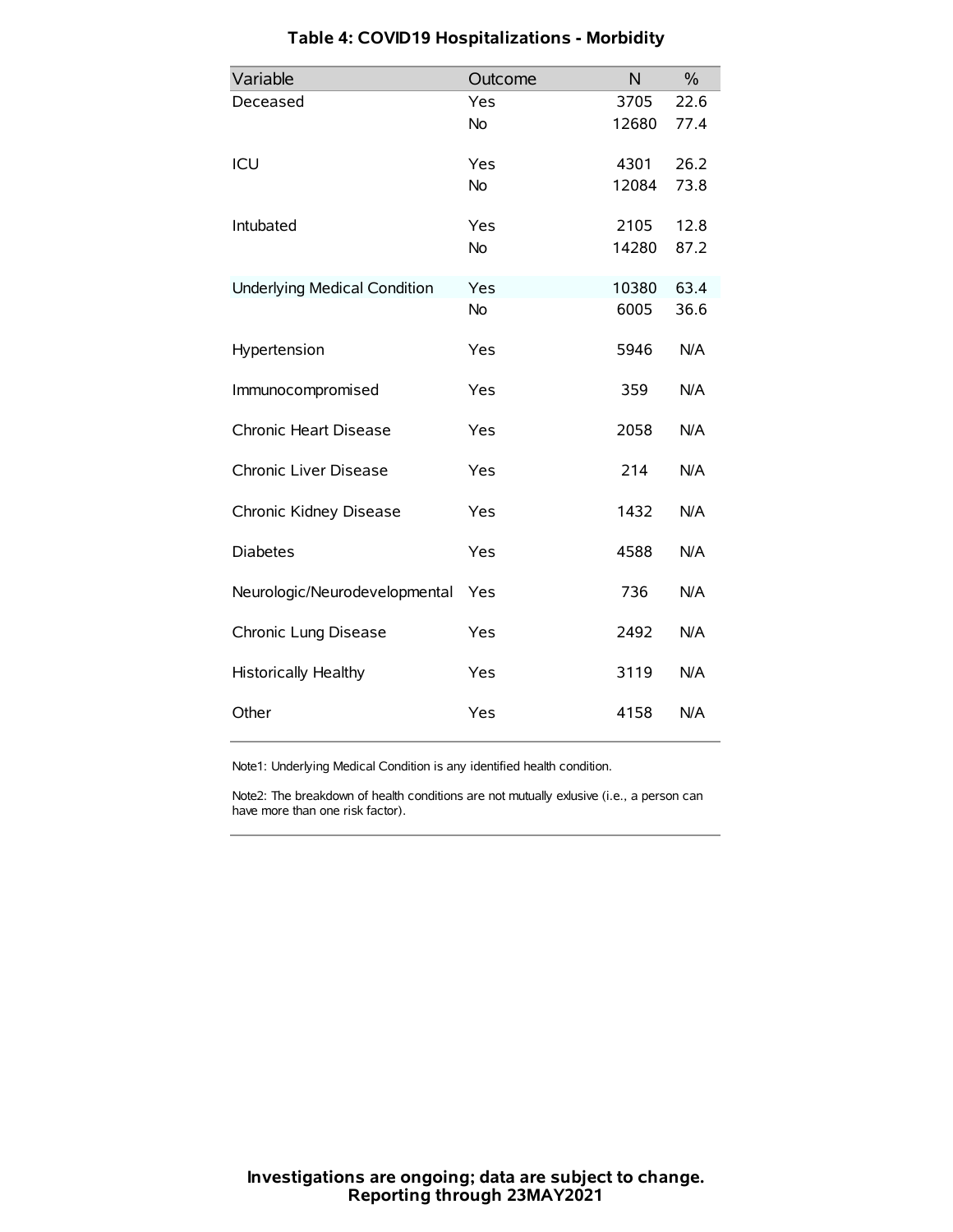### Table 4: COVID19 Hospitalizations - Morbidity

| Variable | Outcome | N | % |
| --- | --- | --- | --- |
| Deceased | Yes | 3705 | 22.6 |
| | No | 12680 | 77.4 |
| ICU | Yes | 4301 | 26.2 |
| | No | 12084 | 73.8 |
| Intubated | Yes | 2105 | 12.8 |
| | No | 14280 | 87.2 |
| Underlying Medical Condition | Yes | 10380 | 63.4 |
| | No | 6005 | 36.6 |
| Hypertension | Yes | 5946 | N/A |
| Immunocompromised | Yes | 359 | N/A |
| Chronic Heart Disease | Yes | 2058 | N/A |
| Chronic Liver Disease | Yes | 214 | N/A |
| Chronic Kidney Disease | Yes | 1432 | N/A |
| Diabetes | Yes | 4588 | N/A |
| Neurologic/Neurodevelopmental | Yes | 736 | N/A |
| Chronic Lung Disease | Yes | 2492 | N/A |
| Historically Healthy | Yes | 3119 | N/A |
| Other | Yes | 4158 | N/A |

Note1: Underlying Medical Condition is any identified health condition.

Note2: The breakdown of health conditions are not mutually exlusive (i.e., a person can have more than one risk factor).

**Investigations are ongoing; data are subject to change.**
**Reporting through 23MAY2021**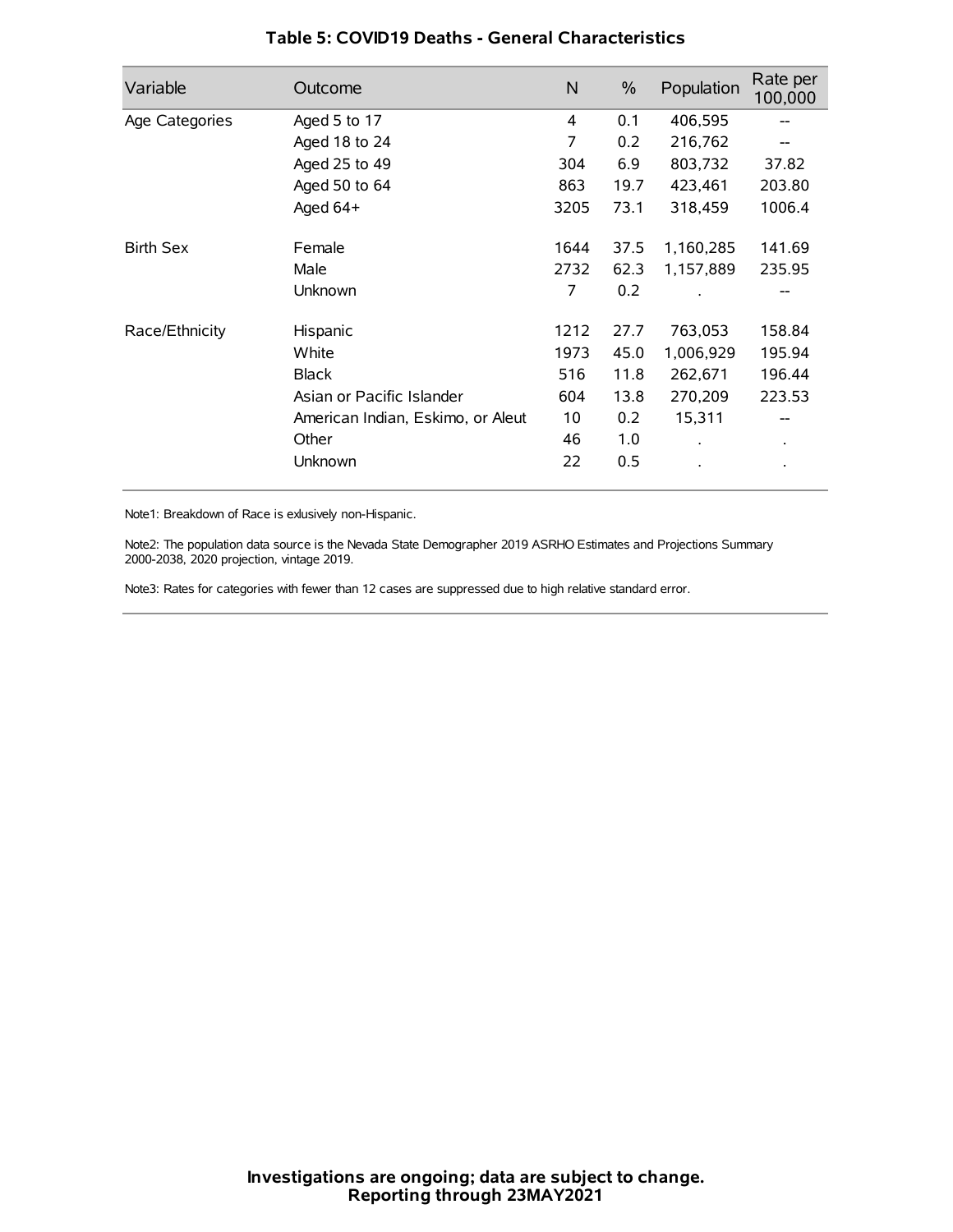# Table 5: COVID19 Deaths - General Characteristics

| Variable | Outcome | N | % | Population | Rate per 100,000 |
|---|---|---|---|---|---|
| Age Categories | Aged 5 to 17 | 4 | 0.1 | 406,595 | -- |
| | Aged 18 to 24 | 7 | 0.2 | 216,762 | -- |
| | Aged 25 to 49 | 304 | 6.9 | 803,732 | 37.82 |
| | Aged 50 to 64 | 863 | 19.7 | 423,461 | 203.80 |
| | Aged 64+ | 3205 | 73.1 | 318,459 | 1006.4 |
| Birth Sex | Female | 1644 | 37.5 | 1,160,285 | 141.69 |
| | Male | 2732 | 62.3 | 1,157,889 | 235.95 |
| | Unknown | 7 | 0.2 | . | -- |
| Race/Ethnicity | Hispanic | 1212 | 27.7 | 763,053 | 158.84 |
| | White | 1973 | 45.0 | 1,006,929 | 195.94 |
| | Black | 516 | 11.8 | 262,671 | 196.44 |
| | Asian or Pacific Islander | 604 | 13.8 | 270,209 | 223.53 |
| | American Indian, Eskimo, or Aleut | 10 | 0.2 | 15,311 | -- |
| | Other | 46 | 1.0 | . | . |
| | Unknown | 22 | 0.5 | . | . |

Note1: Breakdown of Race is exlusively non-Hispanic.

Note2: The population data source is the Nevada State Demographer 2019 ASRHO Estimates and Projections Summary 2000-2038, 2020 projection, vintage 2019.

Note3: Rates for categories with fewer than 12 cases are suppressed due to high relative standard error.

**Investigations are ongoing; data are subject to change.**
**Reporting through 23MAY2021**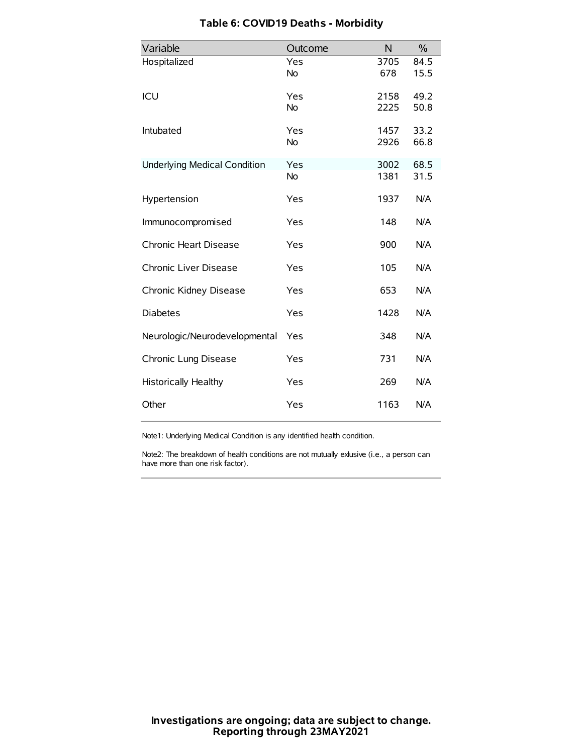# Table 6: COVID19 Deaths - Morbidity

| Variable | Outcome | N | % |
| --- | --- | --- | --- |
| Hospitalized | Yes | 3705 | 84.5 |
| | No | 678 | 15.5 |
| ICU | Yes | 2158 | 49.2 |
| | No | 2225 | 50.8 |
| Intubated | Yes | 1457 | 33.2 |
| | No | 2926 | 66.8 |
| Underlying Medical Condition | Yes | 3002 | 68.5 |
| | No | 1381 | 31.5 |
| Hypertension | Yes | 1937 | N/A |
| Immunocompromised | Yes | 148 | N/A |
| Chronic Heart Disease | Yes | 900 | N/A |
| Chronic Liver Disease | Yes | 105 | N/A |
| Chronic Kidney Disease | Yes | 653 | N/A |
| Diabetes | Yes | 1428 | N/A |
| Neurologic/Neurodevelopmental | Yes | 348 | N/A |
| Chronic Lung Disease | Yes | 731 | N/A |
| Historically Healthy | Yes | 269 | N/A |
| Other | Yes | 1163 | N/A |

Note1: Underlying Medical Condition is any identified health condition.

Note2: The breakdown of health conditions are not mutually exlusive (i.e., a person can have more than one risk factor).

**Investigations are ongoing; data are subject to change.**
**Reporting through 23MAY2021**